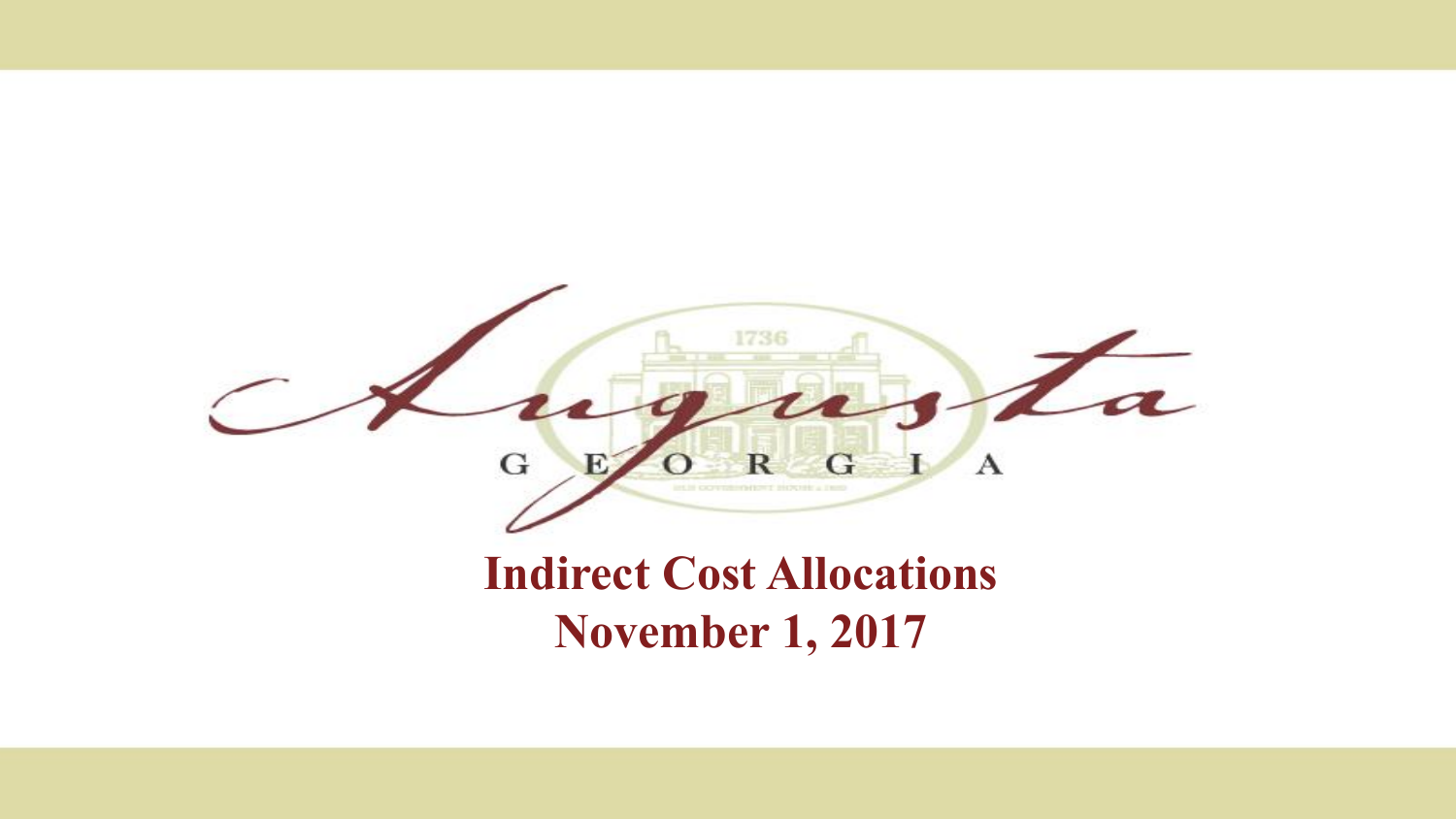Augusta

GEORGIA

# Indirect Cost Allocations

## November 1, 2017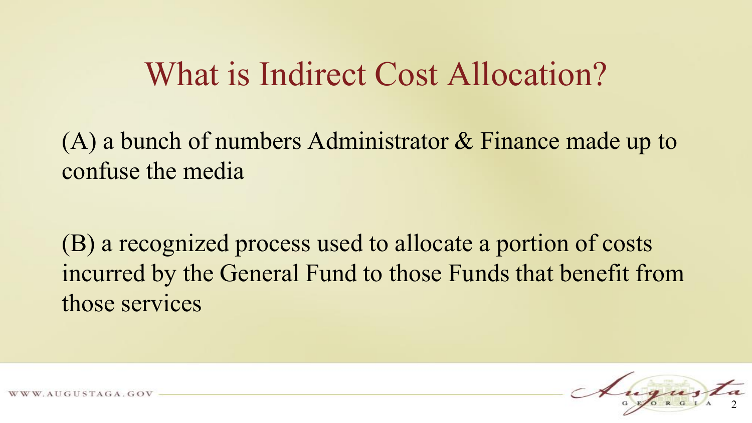# What is Indirect Cost Allocation?

(A) a bunch of numbers Administrator & Finance made up to confuse the media

(B) a recognized process used to allocate a portion of costs incurred by the General Fund to those Funds that benefit from those services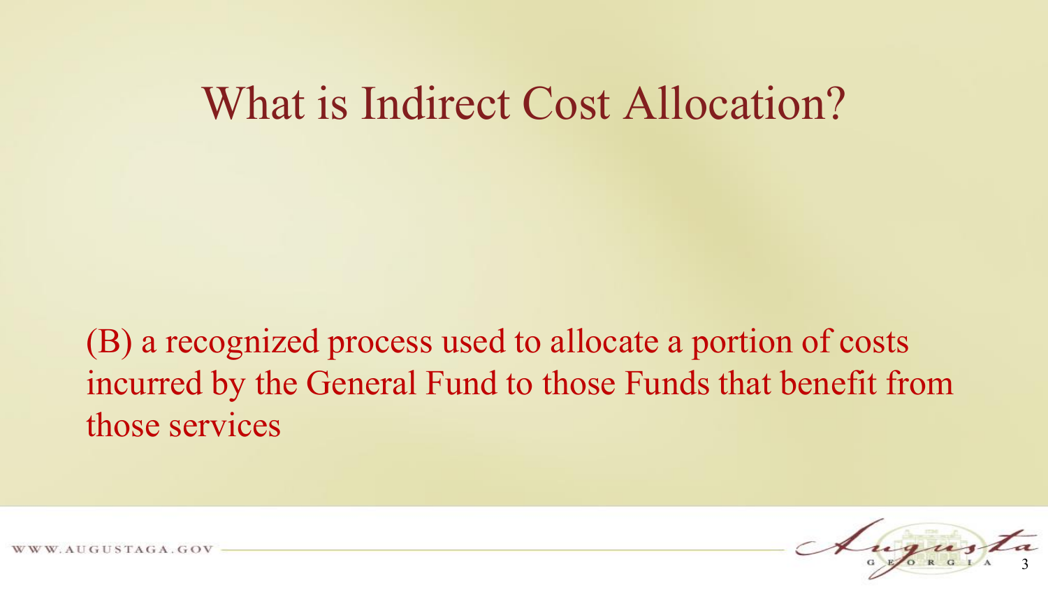# What is Indirect Cost Allocation?

(B) a recognized process used to allocate a portion of costs incurred by the General Fund to those Funds that benefit from those services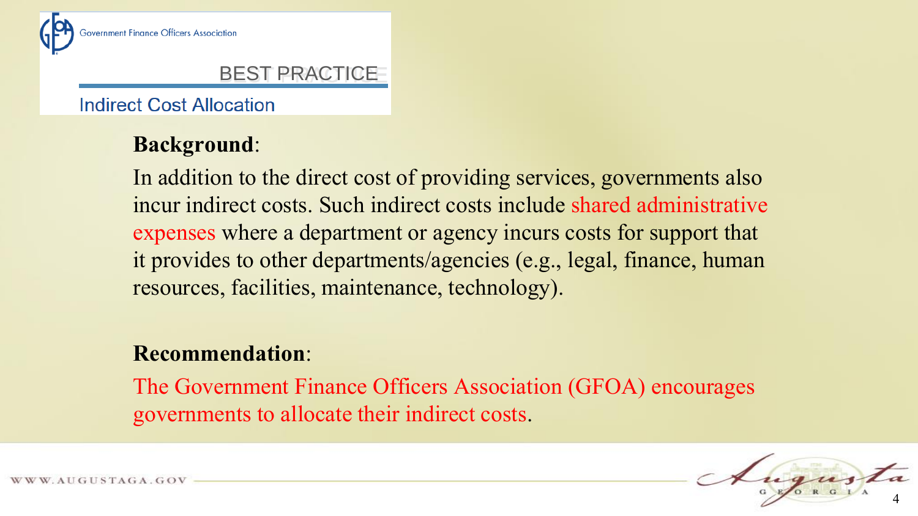Government Finance Officers Association

## BEST PRACTICE

### Indirect Cost Allocation

**Background**:

In addition to the direct cost of providing services, governments also incur indirect costs. Such indirect costs include shared administrative expenses where a department or agency incurs costs for support that it provides to other departments/agencies (e.g., legal, finance, human resources, facilities, maintenance, technology).

**Recommendation**:

The Government Finance Officers Association (GFOA) encourages governments to allocate their indirect costs.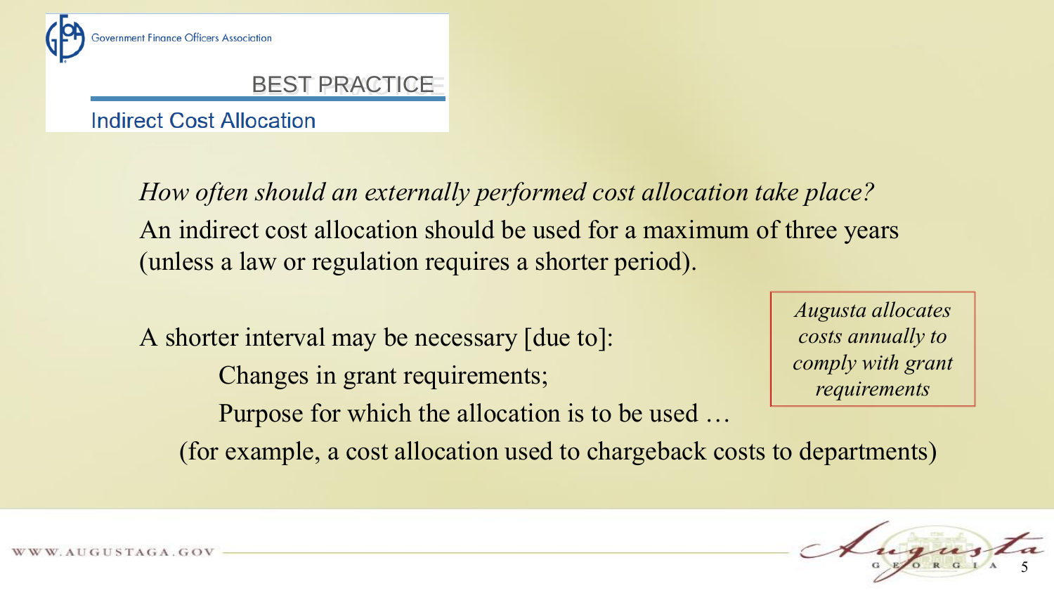Government Finance Officers Association

## BEST PRACTICE

### Indirect Cost Allocation

*How often should an externally performed cost allocation take place?*

An indirect cost allocation should be used for a maximum of three years (unless a law or regulation requires a shorter period).

A shorter interval may be necessary [due to]:

- Changes in grant requirements;
- Purpose for which the allocation is to be used …

(for example, a cost allocation used to chargeback costs to departments)

*Augusta allocates costs annually to comply with grant requirements*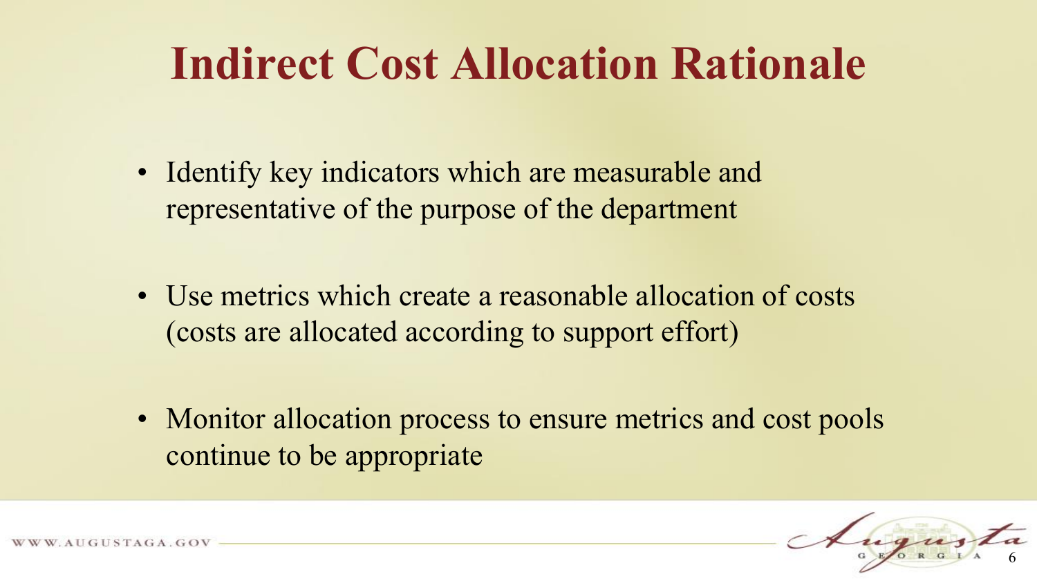# Indirect Cost Allocation Rationale

- Identify key indicators which are measurable and representative of the purpose of the department
- Use metrics which create a reasonable allocation of costs (costs are allocated according to support effort)
- Monitor allocation process to ensure metrics and cost pools continue to be appropriate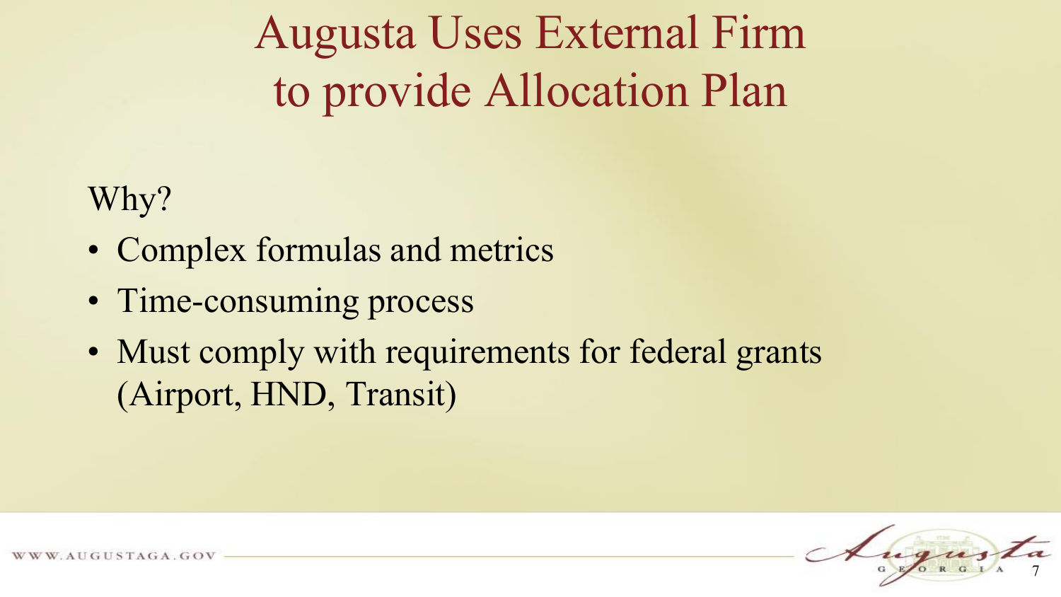# Augusta Uses External Firm to provide Allocation Plan

Why?

- Complex formulas and metrics
- Time-consuming process
- Must comply with requirements for federal grants (Airport, HND, Transit)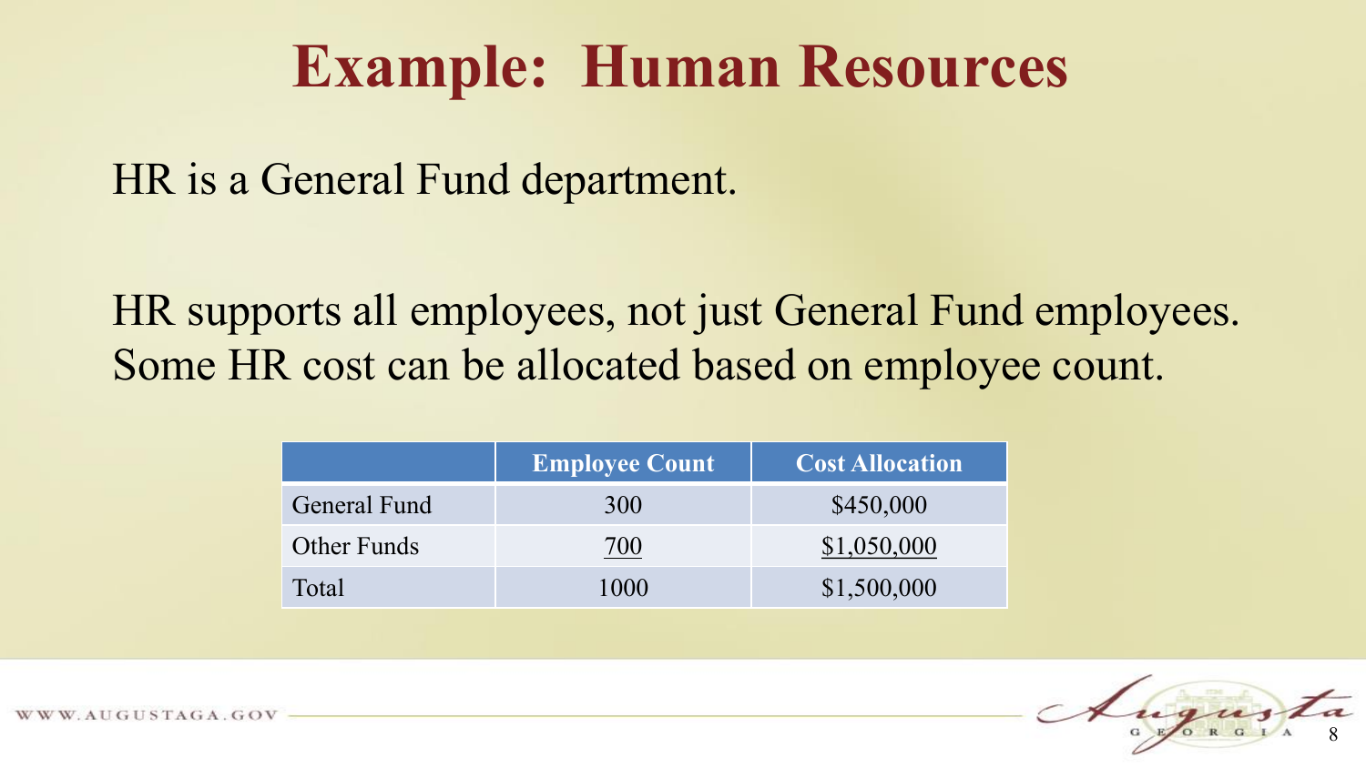# Example: Human Resources

HR is a General Fund department.

HR supports all employees, not just General Fund employees. Some HR cost can be allocated based on employee count.

| | Employee Count | Cost Allocation |
|---|---|---|
| General Fund | 300 | $450,000 |
| Other Funds | 700 | $1,050,000 |
| Total | 1000 | $1,500,000 |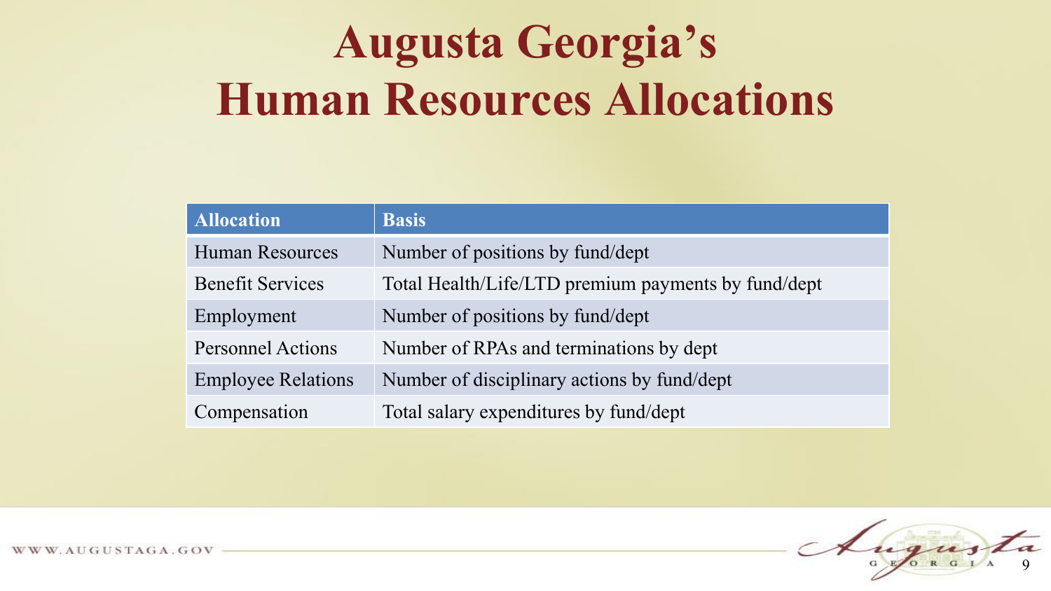# Augusta Georgia's Human Resources Allocations

| Allocation | Basis |
|---|---|
| Human Resources | Number of positions by fund/dept |
| Benefit Services | Total Health/Life/LTD premium payments by fund/dept |
| Employment | Number of positions by fund/dept |
| Personnel Actions | Number of RPAs and terminations by dept |
| Employee Relations | Number of disciplinary actions by fund/dept |
| Compensation | Total salary expenditures by fund/dept |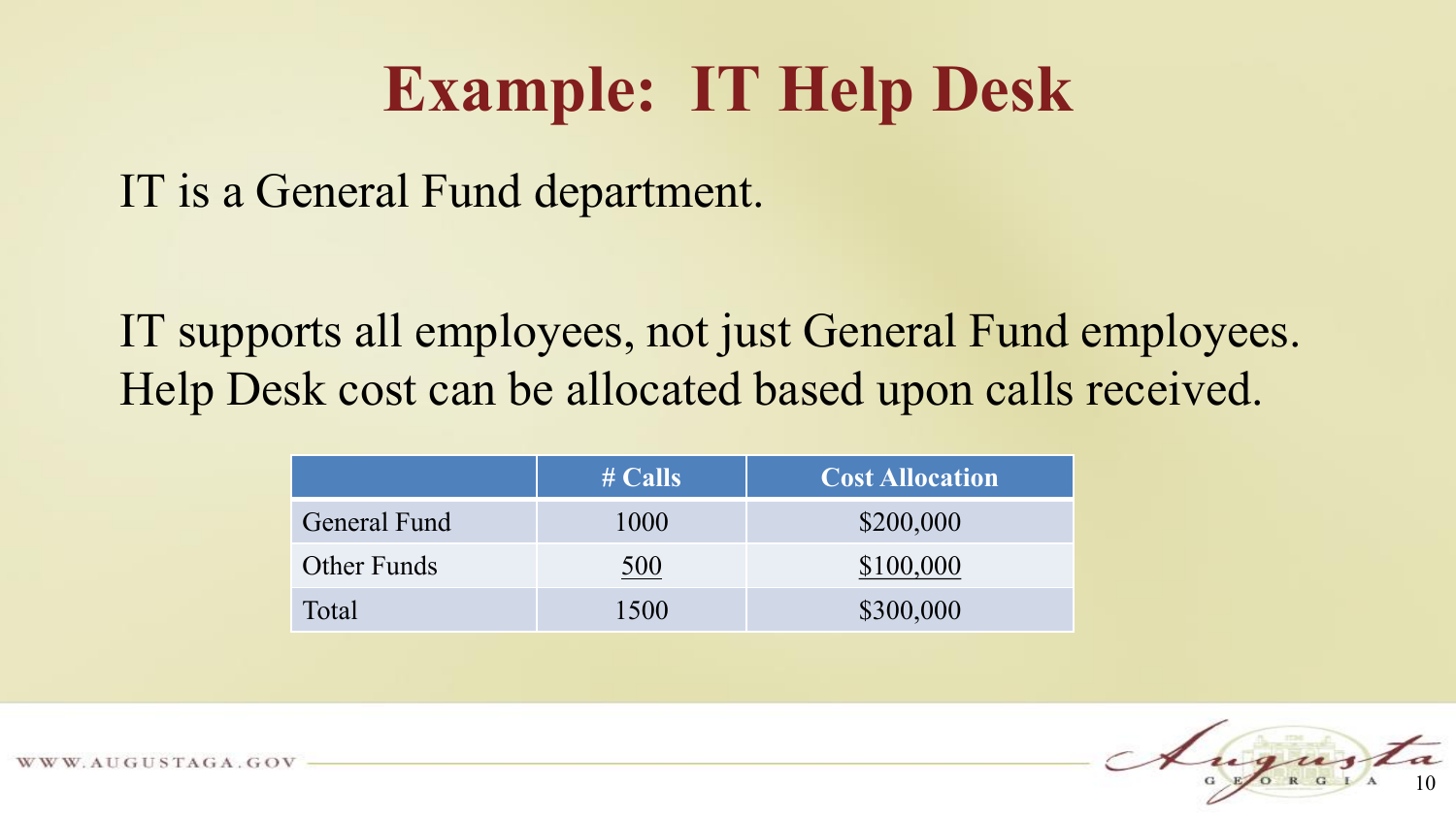# Example: IT Help Desk

IT is a General Fund department.

IT supports all employees, not just General Fund employees. Help Desk cost can be allocated based upon calls received.

| | # Calls | Cost Allocation |
|---|---|---|
| General Fund | 1000 | $200,000 |
| Other Funds | 500 | $100,000 |
| Total | 1500 | $300,000 |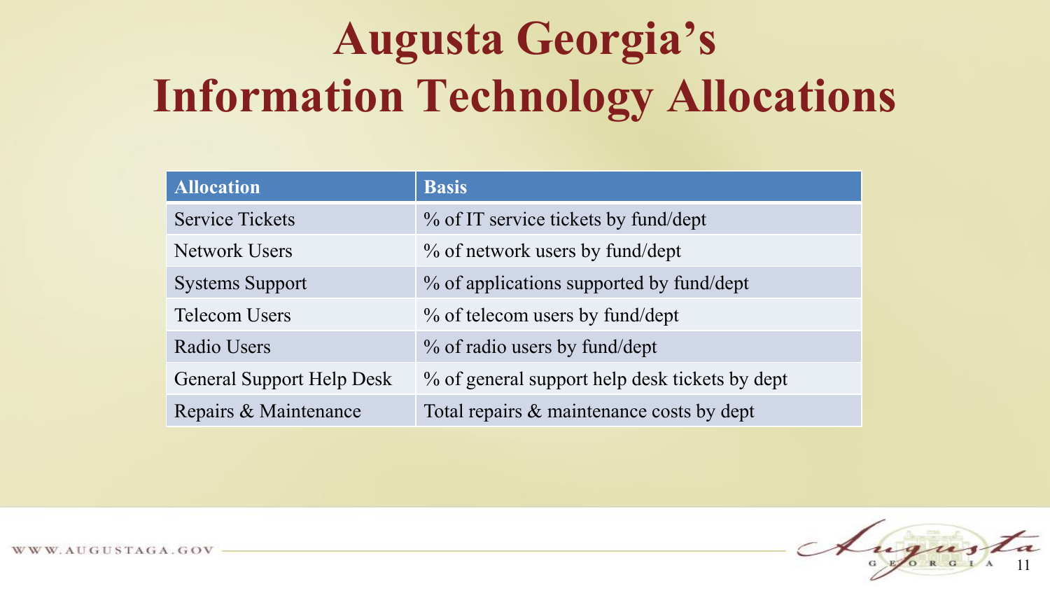# Augusta Georgia's Information Technology Allocations

| Allocation | Basis |
|---|---|
| Service Tickets | % of IT service tickets by fund/dept |
| Network Users | % of network users by fund/dept |
| Systems Support | % of applications supported by fund/dept |
| Telecom Users | % of telecom users by fund/dept |
| Radio Users | % of radio users by fund/dept |
| General Support Help Desk | % of general support help desk tickets by dept |
| Repairs & Maintenance | Total repairs & maintenance costs by dept |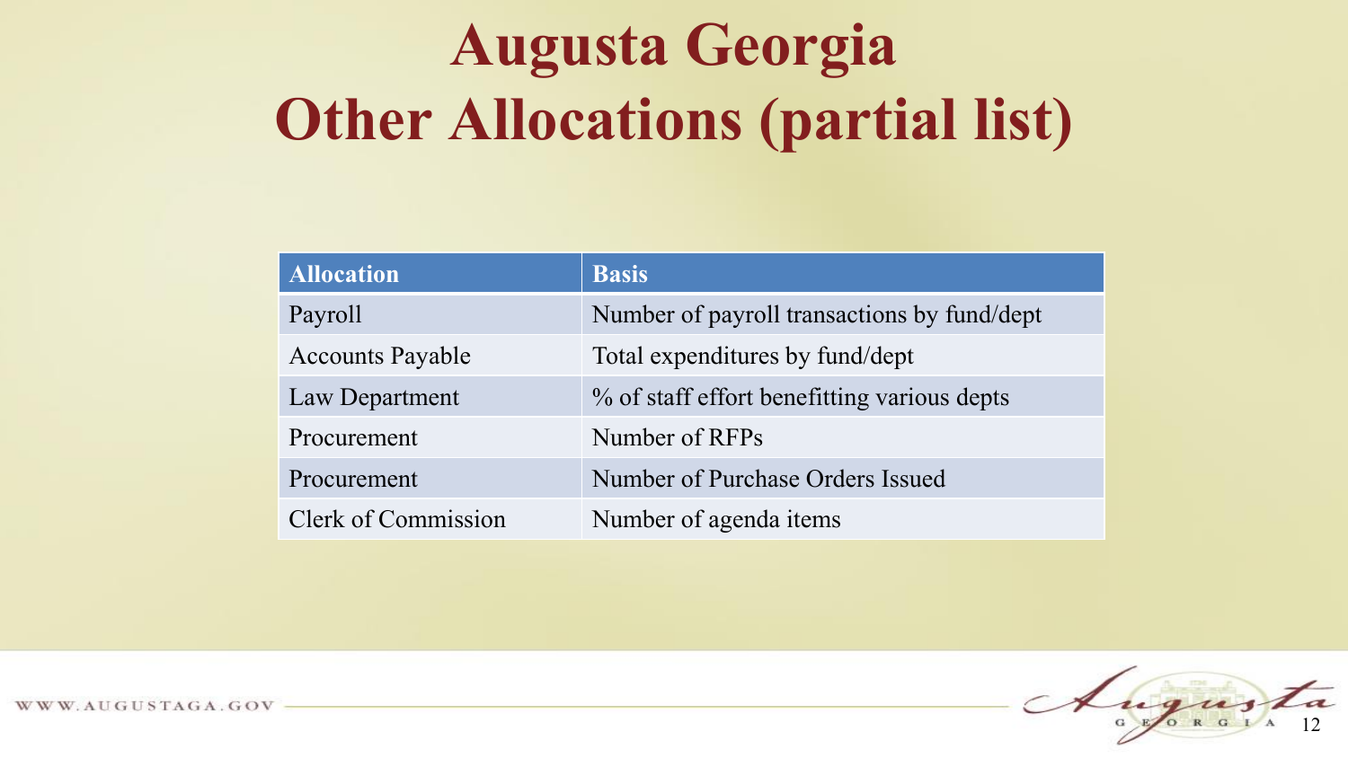# Augusta Georgia
# Other Allocations (partial list)

| Allocation | Basis |
|---|---|
| Payroll | Number of payroll transactions by fund/dept |
| Accounts Payable | Total expenditures by fund/dept |
| Law Department | % of staff effort benefitting various depts |
| Procurement | Number of RFPs |
| Procurement | Number of Purchase Orders Issued |
| Clerk of Commission | Number of agenda items |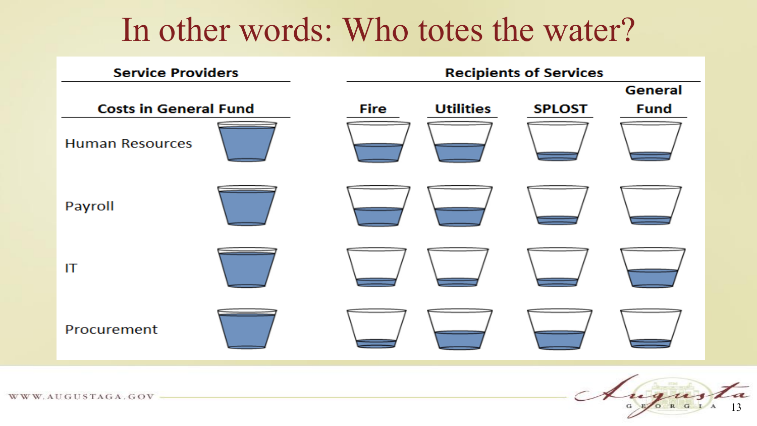# In other words: Who totes the water?

| Service Providers | Recipients of Services | | | |
|---|---|---|---|---|
| Costs in General Fund | Fire | Utilities | SPLOST | General Fund |
| Human Resources | | | | |
| Payroll | | | | |
| IT | | | | |
| Procurement | | | | |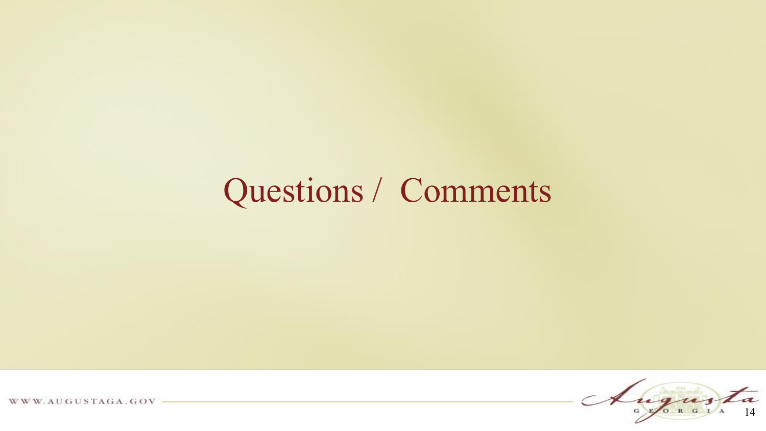# Questions / Comments